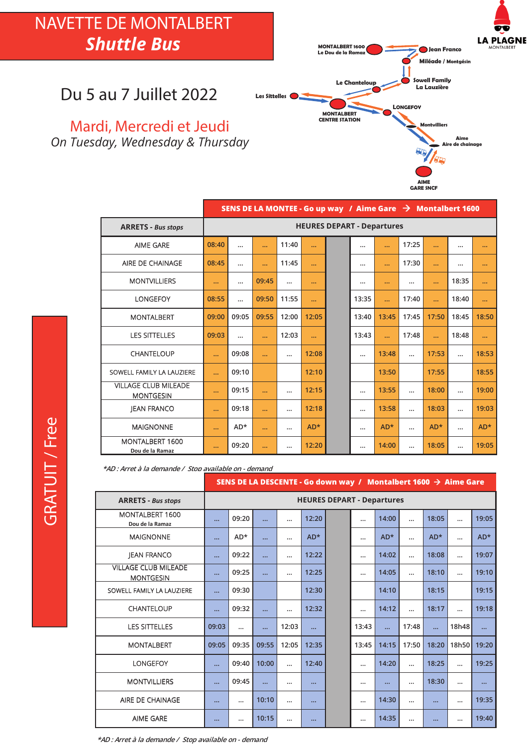# NAVETTE DE MONTALBERT
## *Shuttle Bus*

LA PLAGNE MONTALBERT

Du 5 au 7 Juillet 2022

Mardi, Mercredi et Jeudi
*On Tuesday, Wednesday & Thursday*

MONTALBERT 1600 Le Dou de la Ramaz — Jean Franco — Miléade / Montgésin — Sowell Family La Lauzière — Le Chanteloup — Les Sittelles — MONTALBERT CENTRE STATION — LONGEFOY — Montvilliers — Aime Aire de chainage — AIME GARE SNCF

GRATUIT / Free

**SENS DE LA MONTEE - Go up way / Aime Gare → Montalbert 1600**

| ARRETS - *Bus stops* | HEURES DEPART - Departures | | | | | | | | | | | | |
|---|---|---|---|---|---|---|---|---|---|---|---|---|---|
| AIME GARE | 08:40 | ... | ... | 11:40 | ... | | ... | ... | 17:25 | ... | ... | ... |
| AIRE DE CHAINAGE | 08:45 | ... | ... | 11:45 | ... | | ... | ... | 17:30 | ... | ... | ... |
| MONTVILLIERS | ... | ... | 09:45 | ... | ... | | ... | ... | ... | ... | 18:35 | ... |
| LONGEFOY | 08:55 | ... | 09:50 | 11:55 | ... | | 13:35 | ... | 17:40 | ... | 18:40 | ... |
| MONTALBERT | 09:00 | 09:05 | 09:55 | 12:00 | 12:05 | | 13:40 | 13:45 | 17:45 | 17:50 | 18:45 | 18:50 |
| LES SITTELLES | 09:03 | ... | ... | 12:03 | ... | | 13:43 | ... | 17:48 | ... | 18:48 | ... |
| CHANTELOUP | ... | 09:08 | ... | ... | 12:08 | | ... | 13:48 | ... | 17:53 | ... | 18:53 |
| SOWELL FAMILY LA LAUZIERE | ... | 09:10 | | | 12:10 | | | 13:50 | | 17:55 | | 18:55 |
| VILLAGE CLUB MILEADE MONTGESIN | ... | 09:15 | ... | ... | 12:15 | | ... | 13:55 | ... | 18:00 | ... | 19:00 |
| JEAN FRANCO | ... | 09:18 | ... | ... | 12:18 | | ... | 13:58 | ... | 18:03 | ... | 19:03 |
| MAIGNONNE | ... | AD* | ... | ... | AD* | | ... | AD* | ... | AD* | ... | AD* |
| MONTALBERT 1600 Dou de la Ramaz | ... | 09:20 | ... | ... | 12:20 | | ... | 14:00 | ... | 18:05 | ... | 19:05 |

*\*AD : Arret à la demande / Stop available on - demand*

**SENS DE LA DESCENTE - Go down way / Montalbert 1600 → Aime Gare**

| ARRETS - *Bus stops* | HEURES DEPART - Departures | | | | | | | | | | | | |
|---|---|---|---|---|---|---|---|---|---|---|---|---|---|
| MONTALBERT 1600 Dou de la Ramaz | ... | 09:20 | ... | ... | 12:20 | | ... | 14:00 | ... | 18:05 | ... | 19:05 |
| MAIGNONNE | ... | AD* | ... | ... | AD* | | ... | AD* | ... | AD* | ... | AD* |
| JEAN FRANCO | ... | 09:22 | ... | ... | 12:22 | | ... | 14:02 | ... | 18:08 | ... | 19:07 |
| VILLAGE CLUB MILEADE MONTGESIN | ... | 09:25 | ... | ... | 12:25 | | ... | 14:05 | ... | 18:10 | ... | 19:10 |
| SOWELL FAMILY LA LAUZIERE | ... | 09:30 | | | 12:30 | | | 14:10 | | 18:15 | | 19:15 |
| CHANTELOUP | ... | 09:32 | ... | ... | 12:32 | | ... | 14:12 | ... | 18:17 | ... | 19:18 |
| LES SITTELLES | 09:03 | ... | ... | 12:03 | ... | | 13:43 | ... | 17:48 | ... | 18h48 | ... |
| MONTALBERT | 09:05 | 09:35 | 09:55 | 12:05 | 12:35 | | 13:45 | 14:15 | 17:50 | 18:20 | 18h50 | 19:20 |
| LONGEFOY | ... | 09:40 | 10:00 | ... | 12:40 | | ... | 14:20 | ... | 18:25 | ... | 19:25 |
| MONTVILLIERS | ... | 09:45 | ... | ... | ... | | ... | ... | ... | 18:30 | ... | ... |
| AIRE DE CHAINAGE | ... | ... | 10:10 | ... | ... | | ... | 14:30 | ... | ... | ... | 19:35 |
| AIME GARE | ... | ... | 10:15 | ... | ... | | ... | 14:35 | ... | ... | ... | 19:40 |

*\*AD : Arret à la demande / Stop available on - demand*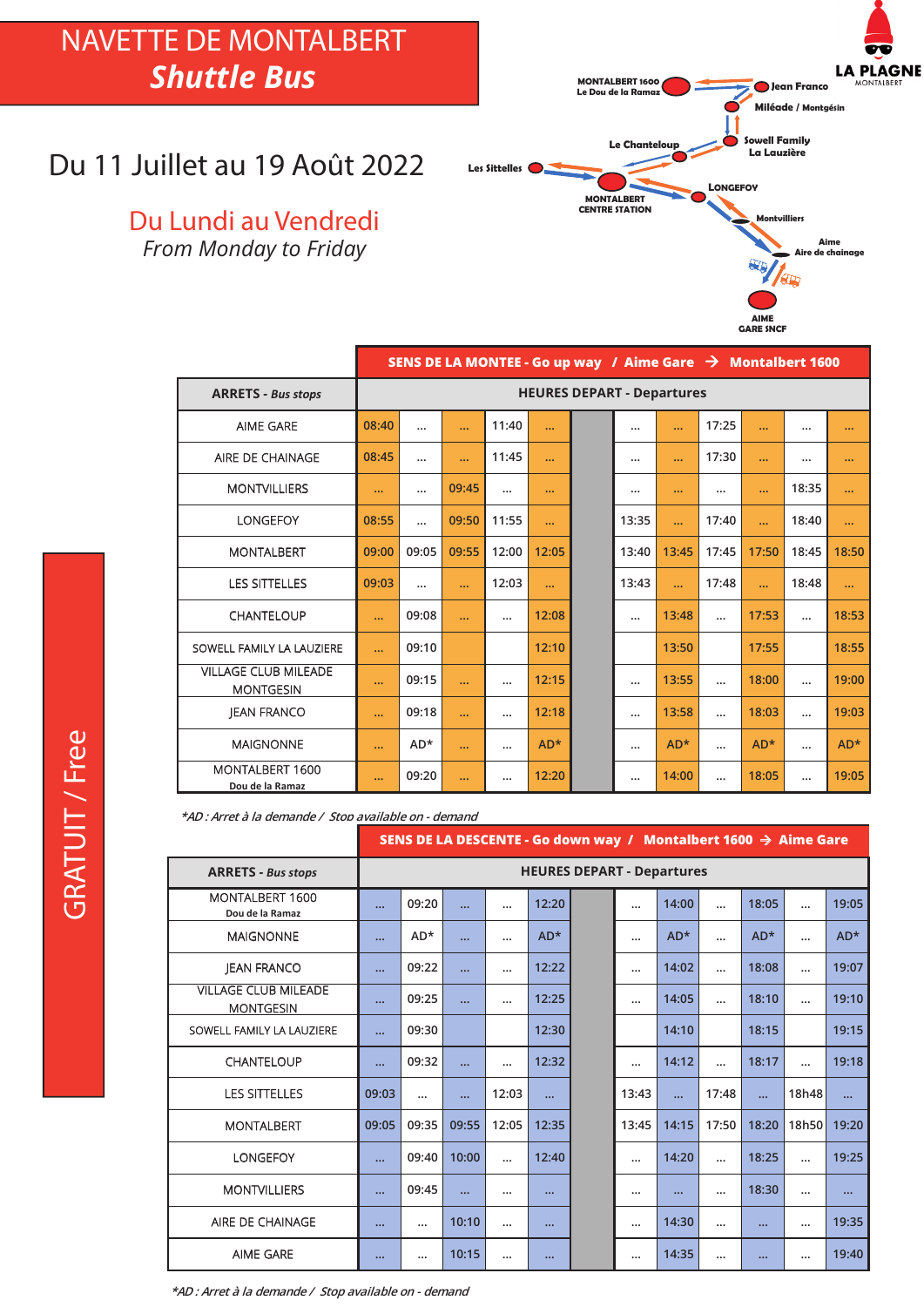# NAVETTE DE MONTALBERT
## *Shuttle Bus*

LA PLAGNE MONTALBERT

**Du 11 Juillet au 19 Août 2022**

**Du Lundi au Vendredi**
*From Monday to Friday*

**GRATUIT / Free**

| | | | | | | | | | | | |
|---|---|---|---|---|---|---|---|---|---|---|---|
| | **SENS DE LA MONTEE - Go up way / Aime Gare → Montalbert 1600** | | | | | | | | | | |
| **ARRETS - *Bus stops*** | **HEURES DEPART - Departures** | | | | | | | | | | |
| AIME GARE | 08:40 | ... | ... | 11:40 | ... | ... | ... | 17:25 | ... | ... | ... |
| AIRE DE CHAINAGE | 08:45 | ... | ... | 11:45 | ... | ... | ... | 17:30 | ... | ... | ... |
| MONTVILLIERS | ... | ... | 09:45 | ... | ... | ... | ... | ... | ... | 18:35 | ... |
| LONGEFOY | 08:55 | ... | 09:50 | 11:55 | ... | 13:35 | ... | 17:40 | ... | 18:40 | ... |
| MONTALBERT | 09:00 | 09:05 | 09:55 | 12:00 | 12:05 | 13:40 | 13:45 | 17:45 | 17:50 | 18:45 | 18:50 |
| LES SITTELLES | 09:03 | ... | ... | 12:03 | ... | 13:43 | ... | 17:48 | ... | 18:48 | ... |
| CHANTELOUP | ... | 09:08 | ... | ... | 12:08 | ... | 13:48 | ... | 17:53 | ... | 18:53 |
| SOWELL FAMILY LA LAUZIERE | ... | 09:10 | | | 12:10 | | 13:50 | | 17:55 | | 18:55 |
| VILLAGE CLUB MILEADE MONTGESIN | ... | 09:15 | ... | ... | 12:15 | ... | 13:55 | ... | 18:00 | ... | 19:00 |
| JEAN FRANCO | ... | 09:18 | ... | ... | 12:18 | ... | 13:58 | ... | 18:03 | ... | 19:03 |
| MAIGNONNE | ... | AD* | ... | ... | AD* | ... | AD* | ... | AD* | ... | AD* |
| MONTALBERT 1600 Dou de la Ramaz | ... | 09:20 | ... | ... | 12:20 | ... | 14:00 | ... | 18:05 | ... | 19:05 |

**AD : Arret à la demande / Stop available on - demand*

| | | | | | | | | | | | |
|---|---|---|---|---|---|---|---|---|---|---|---|
| | **SENS DE LA DESCENTE - Go down way / Montalbert 1600 → Aime Gare** | | | | | | | | | | |
| **ARRETS - *Bus stops*** | **HEURES DEPART - Departures** | | | | | | | | | | |
| MONTALBERT 1600 Dou de la Ramaz | ... | 09:20 | ... | ... | 12:20 | ... | 14:00 | ... | 18:05 | ... | 19:05 |
| MAIGNONNE | ... | AD* | ... | ... | AD* | ... | AD* | ... | AD* | ... | AD* |
| JEAN FRANCO | ... | 09:22 | ... | ... | 12:22 | ... | 14:02 | ... | 18:08 | ... | 19:07 |
| VILLAGE CLUB MILEADE MONTGESIN | ... | 09:25 | ... | ... | 12:25 | ... | 14:05 | ... | 18:10 | ... | 19:10 |
| SOWELL FAMILY LA LAUZIERE | ... | 09:30 | | | 12:30 | | 14:10 | | 18:15 | | 19:15 |
| CHANTELOUP | ... | 09:32 | ... | ... | 12:32 | ... | 14:12 | ... | 18:17 | ... | 19:18 |
| LES SITTELLES | 09:03 | ... | ... | 12:03 | ... | 13:43 | ... | 17:48 | ... | 18h48 | ... |
| MONTALBERT | 09:05 | 09:35 | 09:55 | 12:05 | 12:35 | 13:45 | 14:15 | 17:50 | 18:20 | 18h50 | 19:20 |
| LONGEFOY | ... | 09:40 | 10:00 | ... | 12:40 | ... | 14:20 | ... | 18:25 | ... | 19:25 |
| MONTVILLIERS | ... | 09:45 | ... | ... | ... | ... | ... | ... | 18:30 | ... | ... |
| AIRE DE CHAINAGE | ... | ... | 10:10 | ... | ... | ... | 14:30 | ... | ... | ... | 19:35 |
| AIME GARE | ... | ... | 10:15 | ... | ... | ... | 14:35 | ... | ... | ... | 19:40 |

**AD : Arret à la demande / Stop available on - demand*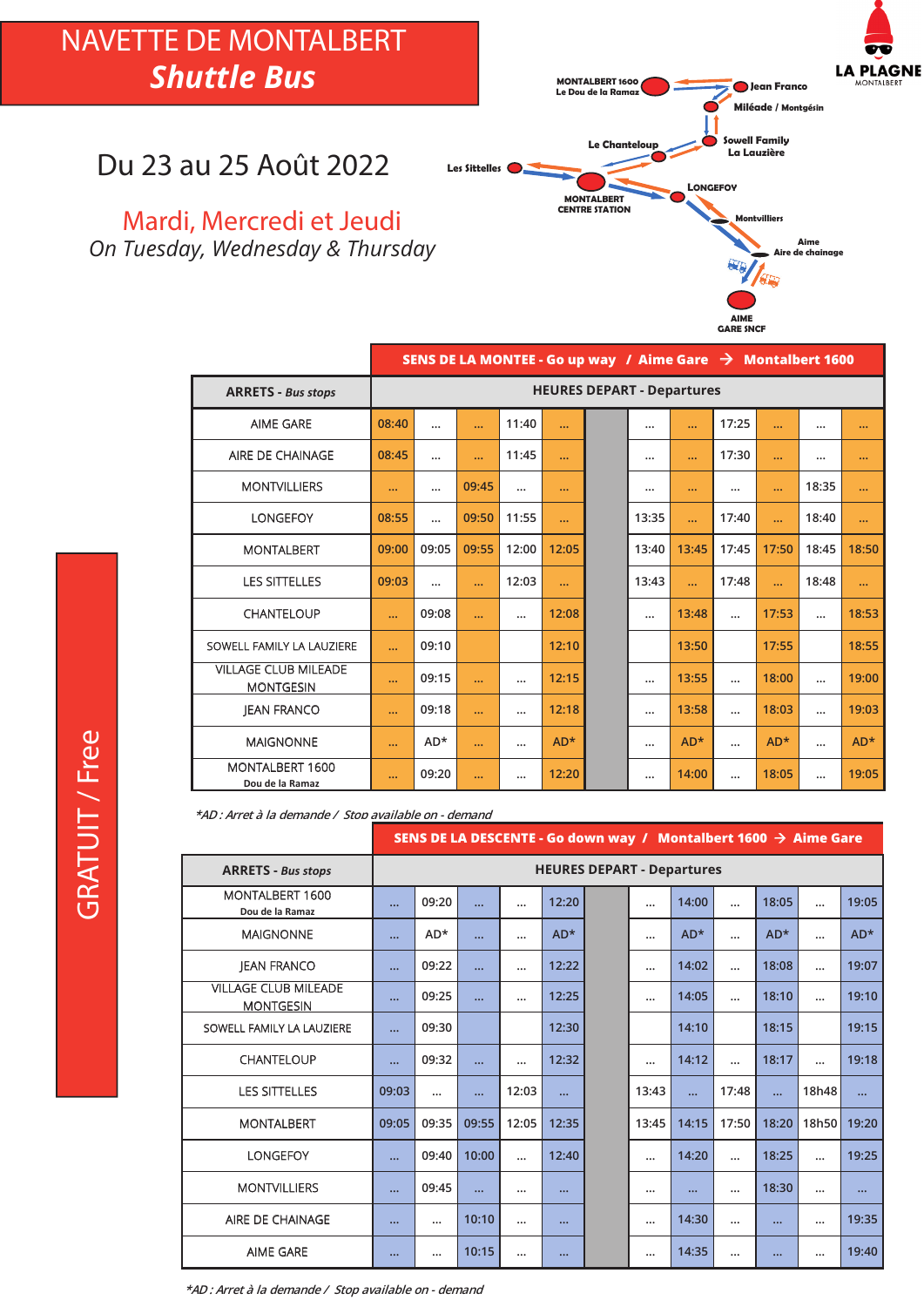# NAVETTE DE MONTALBERT
## *Shuttle Bus*

LA PLAGNE
MONTALBERT

Du 23 au 25 Août 2022

Mardi, Mercredi et Jeudi
*On Tuesday, Wednesday & Thursday*

MONTALBERT 1600
Le Dou de la Ramaz
Jean Franco
Miléade / Montgésin
Sowell Family
La Lauzière
Le Chanteloup
Les Sittelles
MONTALBERT
CENTRE STATION
LONGEFOY
Montvilliers
Aime
Aire de chainage
AIME
GARE SNCF

GRATUIT / Free

**SENS DE LA MONTEE - Go up way / Aime Gare → Montalbert 1600**

| ARRETS - *Bus stops* | HEURES DEPART - Departures | | | | | | | | | | | |
|---|---|---|---|---|---|---|---|---|---|---|---|---|
| AIME GARE | 08:40 | ... | ... | 11:40 | ... | | ... | ... | 17:25 | ... | ... | ... |
| AIRE DE CHAINAGE | 08:45 | ... | ... | 11:45 | ... | | ... | ... | 17:30 | ... | ... | ... |
| MONTVILLIERS | ... | ... | 09:45 | ... | ... | | ... | ... | ... | ... | 18:35 | ... |
| LONGEFOY | 08:55 | ... | 09:50 | 11:55 | ... | | 13:35 | ... | 17:40 | ... | 18:40 | ... |
| MONTALBERT | 09:00 | 09:05 | 09:55 | 12:00 | 12:05 | | 13:40 | 13:45 | 17:45 | 17:50 | 18:45 | 18:50 |
| LES SITTELLES | 09:03 | ... | ... | 12:03 | ... | | 13:43 | ... | 17:48 | ... | 18:48 | ... |
| CHANTELOUP | ... | 09:08 | ... | ... | 12:08 | | ... | 13:48 | ... | 17:53 | ... | 18:53 |
| SOWELL FAMILY LA LAUZIERE | ... | 09:10 | | | 12:10 | | | 13:50 | | 17:55 | | 18:55 |
| VILLAGE CLUB MILEADE MONTGESIN | ... | 09:15 | ... | ... | 12:15 | | ... | 13:55 | ... | 18:00 | ... | 19:00 |
| JEAN FRANCO | ... | 09:18 | ... | ... | 12:18 | | ... | 13:58 | ... | 18:03 | ... | 19:03 |
| MAIGNONNE | ... | AD* | ... | ... | AD* | | ... | AD* | ... | AD* | ... | AD* |
| MONTALBERT 1600 Dou de la Ramaz | ... | 09:20 | ... | ... | 12:20 | | ... | 14:00 | ... | 18:05 | ... | 19:05 |

*\*AD : Arret à la demande / Stop available on - demand*

**SENS DE LA DESCENTE - Go down way / Montalbert 1600 → Aime Gare**

| ARRETS - *Bus stops* | HEURES DEPART - Departures | | | | | | | | | | | |
|---|---|---|---|---|---|---|---|---|---|---|---|---|
| MONTALBERT 1600 Dou de la Ramaz | ... | 09:20 | ... | ... | 12:20 | | ... | 14:00 | ... | 18:05 | ... | 19:05 |
| MAIGNONNE | ... | AD* | ... | ... | AD* | | ... | AD* | ... | AD* | ... | AD* |
| JEAN FRANCO | ... | 09:22 | ... | ... | 12:22 | | ... | 14:02 | ... | 18:08 | ... | 19:07 |
| VILLAGE CLUB MILEADE MONTGESIN | ... | 09:25 | ... | ... | 12:25 | | ... | 14:05 | ... | 18:10 | ... | 19:10 |
| SOWELL FAMILY LA LAUZIERE | ... | 09:30 | | | 12:30 | | | 14:10 | | 18:15 | | 19:15 |
| CHANTELOUP | ... | 09:32 | ... | ... | 12:32 | | ... | 14:12 | ... | 18:17 | ... | 19:18 |
| LES SITTELLES | 09:03 | ... | ... | 12:03 | ... | | 13:43 | ... | 17:48 | ... | 18h48 | ... |
| MONTALBERT | 09:05 | 09:35 | 09:55 | 12:05 | 12:35 | | 13:45 | 14:15 | 17:50 | 18:20 | 18h50 | 19:20 |
| LONGEFOY | ... | 09:40 | 10:00 | ... | 12:40 | | ... | 14:20 | ... | 18:25 | ... | 19:25 |
| MONTVILLIERS | ... | 09:45 | ... | ... | ... | | ... | ... | ... | 18:30 | ... | ... |
| AIRE DE CHAINAGE | ... | ... | 10:10 | ... | ... | | ... | 14:30 | ... | ... | ... | 19:35 |
| AIME GARE | ... | ... | 10:15 | ... | ... | | ... | 14:35 | ... | ... | ... | 19:40 |

*\*AD : Arret à la demande / Stop available on - demand*